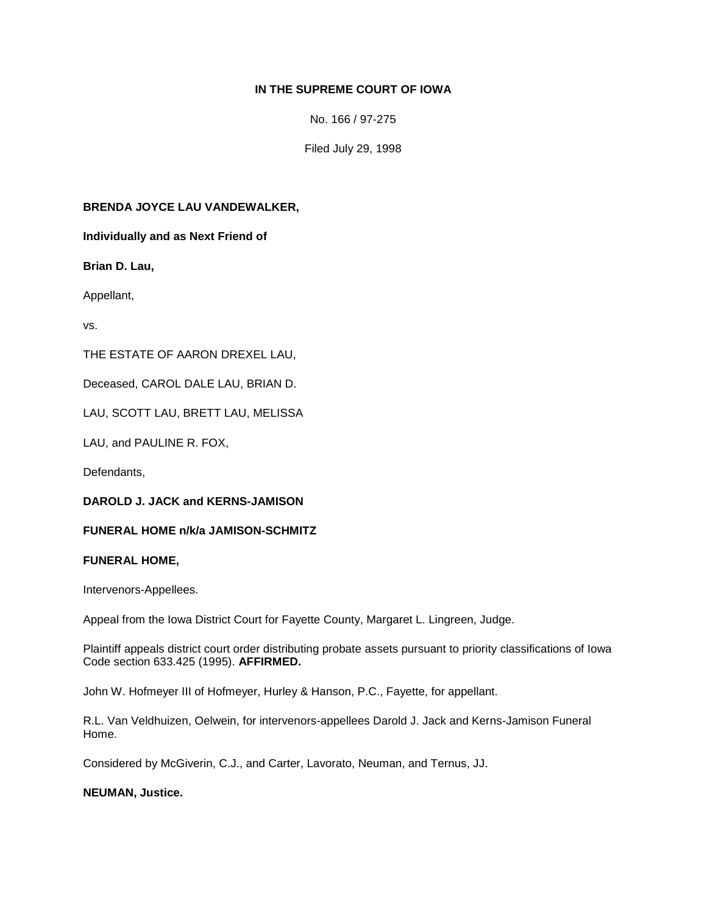**IN THE SUPREME COURT OF IOWA**

No. 166 / 97-275

Filed July 29, 1998

**BRENDA JOYCE LAU VANDEWALKER,**

**Individually and as Next Friend of**

**Brian D. Lau,**

Appellant,

vs.

THE ESTATE OF AARON DREXEL LAU,

Deceased, CAROL DALE LAU, BRIAN D.

LAU, SCOTT LAU, BRETT LAU, MELISSA

LAU, and PAULINE R. FOX,

Defendants,

**DAROLD J. JACK and KERNS-JAMISON**

**FUNERAL HOME n/k/a JAMISON-SCHMITZ**

**FUNERAL HOME,**

Intervenors-Appellees.

Appeal from the Iowa District Court for Fayette County, Margaret L. Lingreen, Judge.

Plaintiff appeals district court order distributing probate assets pursuant to priority classifications of Iowa Code section 633.425 (1995). **AFFIRMED.**

John W. Hofmeyer III of Hofmeyer, Hurley & Hanson, P.C., Fayette, for appellant.

R.L. Van Veldhuizen, Oelwein, for intervenors-appellees Darold J. Jack and Kerns-Jamison Funeral Home.

Considered by McGiverin, C.J., and Carter, Lavorato, Neuman, and Ternus, JJ.

**NEUMAN, Justice.**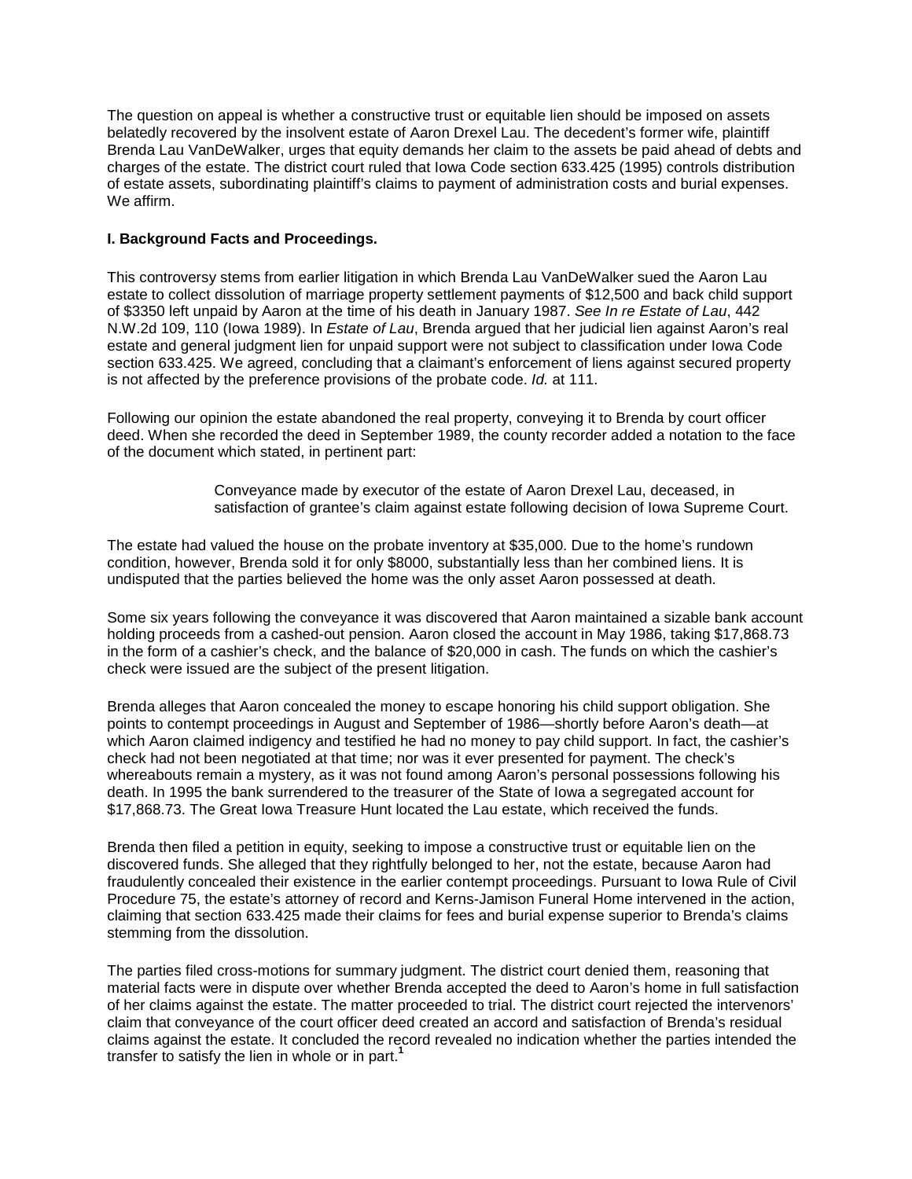The question on appeal is whether a constructive trust or equitable lien should be imposed on assets belatedly recovered by the insolvent estate of Aaron Drexel Lau. The decedent's former wife, plaintiff Brenda Lau VanDeWalker, urges that equity demands her claim to the assets be paid ahead of debts and charges of the estate. The district court ruled that Iowa Code section 633.425 (1995) controls distribution of estate assets, subordinating plaintiff's claims to payment of administration costs and burial expenses. We affirm.

**I. Background Facts and Proceedings.**

This controversy stems from earlier litigation in which Brenda Lau VanDeWalker sued the Aaron Lau estate to collect dissolution of marriage property settlement payments of $12,500 and back child support of $3350 left unpaid by Aaron at the time of his death in January 1987. *See In re Estate of Lau*, 442 N.W.2d 109, 110 (Iowa 1989). In *Estate of Lau*, Brenda argued that her judicial lien against Aaron's real estate and general judgment lien for unpaid support were not subject to classification under Iowa Code section 633.425. We agreed, concluding that a claimant's enforcement of liens against secured property is not affected by the preference provisions of the probate code. *Id.* at 111.

Following our opinion the estate abandoned the real property, conveying it to Brenda by court officer deed. When she recorded the deed in September 1989, the county recorder added a notation to the face of the document which stated, in pertinent part:

> Conveyance made by executor of the estate of Aaron Drexel Lau, deceased, in satisfaction of grantee's claim against estate following decision of Iowa Supreme Court.

The estate had valued the house on the probate inventory at $35,000. Due to the home's rundown condition, however, Brenda sold it for only $8000, substantially less than her combined liens. It is undisputed that the parties believed the home was the only asset Aaron possessed at death.

Some six years following the conveyance it was discovered that Aaron maintained a sizable bank account holding proceeds from a cashed-out pension. Aaron closed the account in May 1986, taking $17,868.73 in the form of a cashier's check, and the balance of $20,000 in cash. The funds on which the cashier's check were issued are the subject of the present litigation.

Brenda alleges that Aaron concealed the money to escape honoring his child support obligation. She points to contempt proceedings in August and September of 1986—shortly before Aaron's death—at which Aaron claimed indigency and testified he had no money to pay child support. In fact, the cashier's check had not been negotiated at that time; nor was it ever presented for payment. The check's whereabouts remain a mystery, as it was not found among Aaron's personal possessions following his death. In 1995 the bank surrendered to the treasurer of the State of Iowa a segregated account for $17,868.73. The Great Iowa Treasure Hunt located the Lau estate, which received the funds.

Brenda then filed a petition in equity, seeking to impose a constructive trust or equitable lien on the discovered funds. She alleged that they rightfully belonged to her, not the estate, because Aaron had fraudulently concealed their existence in the earlier contempt proceedings. Pursuant to Iowa Rule of Civil Procedure 75, the estate's attorney of record and Kerns-Jamison Funeral Home intervened in the action, claiming that section 633.425 made their claims for fees and burial expense superior to Brenda's claims stemming from the dissolution.

The parties filed cross-motions for summary judgment. The district court denied them, reasoning that material facts were in dispute over whether Brenda accepted the deed to Aaron's home in full satisfaction of her claims against the estate. The matter proceeded to trial. The district court rejected the intervenors' claim that conveyance of the court officer deed created an accord and satisfaction of Brenda's residual claims against the estate. It concluded the record revealed no indication whether the parties intended the transfer to satisfy the lien in whole or in part.[1]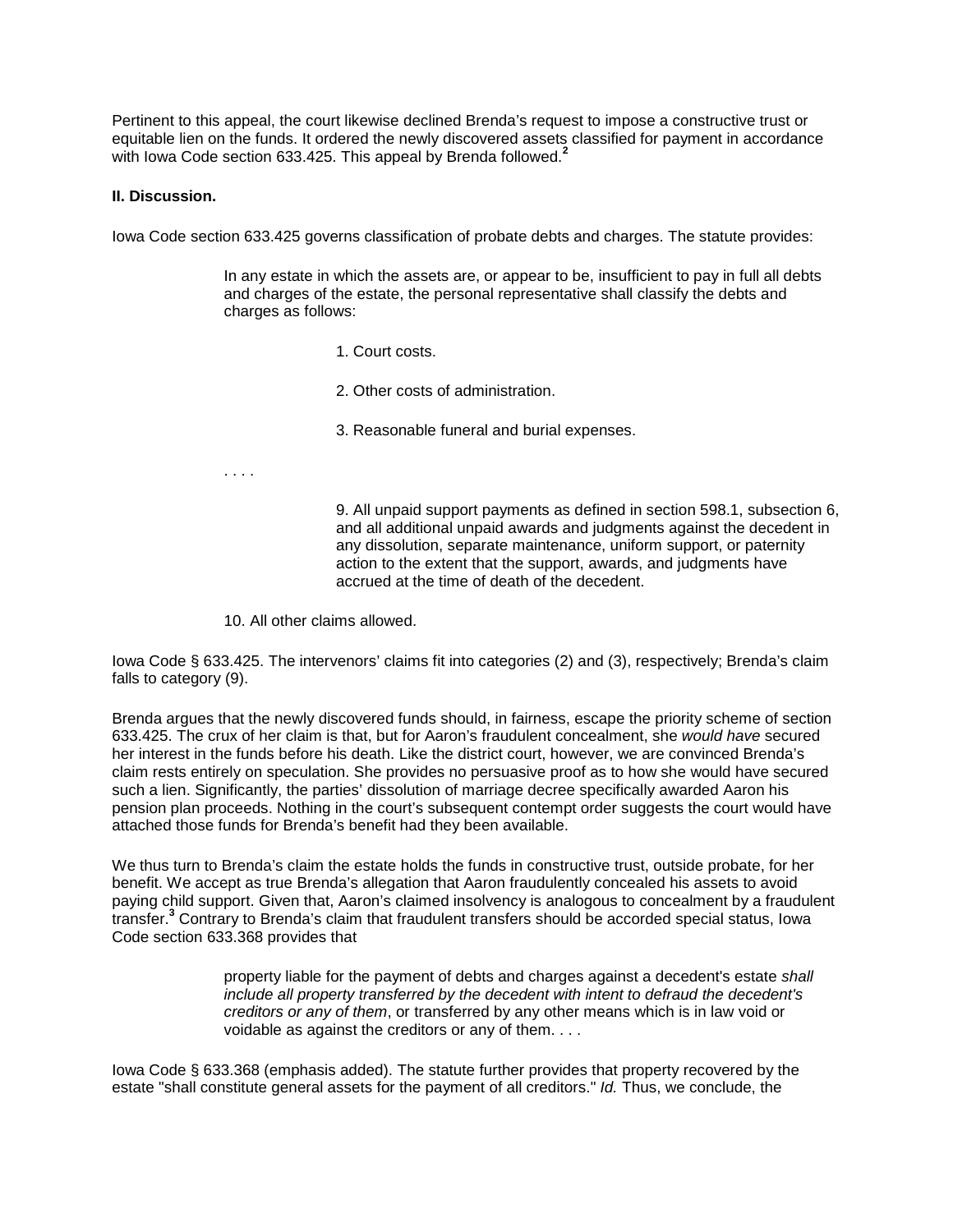Pertinent to this appeal, the court likewise declined Brenda's request to impose a constructive trust or equitable lien on the funds. It ordered the newly discovered assets classified for payment in accordance with Iowa Code section 633.425. This appeal by Brenda followed.[2]

**II. Discussion.**

Iowa Code section 633.425 governs classification of probate debts and charges. The statute provides:

> In any estate in which the assets are, or appear to be, insufficient to pay in full all debts and charges of the estate, the personal representative shall classify the debts and charges as follows:
>
> 1. Court costs.
>
> 2. Other costs of administration.
>
> 3. Reasonable funeral and burial expenses.
>
> . . . .
>
> 9. All unpaid support payments as defined in section 598.1, subsection 6, and all additional unpaid awards and judgments against the decedent in any dissolution, separate maintenance, uniform support, or paternity action to the extent that the support, awards, and judgments have accrued at the time of death of the decedent.
>
> 10. All other claims allowed.

Iowa Code § 633.425. The intervenors' claims fit into categories (2) and (3), respectively; Brenda's claim falls to category (9).

Brenda argues that the newly discovered funds should, in fairness, escape the priority scheme of section 633.425. The crux of her claim is that, but for Aaron's fraudulent concealment, she *would have* secured her interest in the funds before his death. Like the district court, however, we are convinced Brenda's claim rests entirely on speculation. She provides no persuasive proof as to how she would have secured such a lien. Significantly, the parties' dissolution of marriage decree specifically awarded Aaron his pension plan proceeds. Nothing in the court's subsequent contempt order suggests the court would have attached those funds for Brenda's benefit had they been available.

We thus turn to Brenda's claim the estate holds the funds in constructive trust, outside probate, for her benefit. We accept as true Brenda's allegation that Aaron fraudulently concealed his assets to avoid paying child support. Given that, Aaron's claimed insolvency is analogous to concealment by a fraudulent transfer.[3] Contrary to Brenda's claim that fraudulent transfers should be accorded special status, Iowa Code section 633.368 provides that

> property liable for the payment of debts and charges against a decedent's estate *shall include all property transferred by the decedent with intent to defraud the decedent's creditors or any of them*, or transferred by any other means which is in law void or voidable as against the creditors or any of them. . . .

Iowa Code § 633.368 (emphasis added). The statute further provides that property recovered by the estate "shall constitute general assets for the payment of all creditors." *Id.* Thus, we conclude, the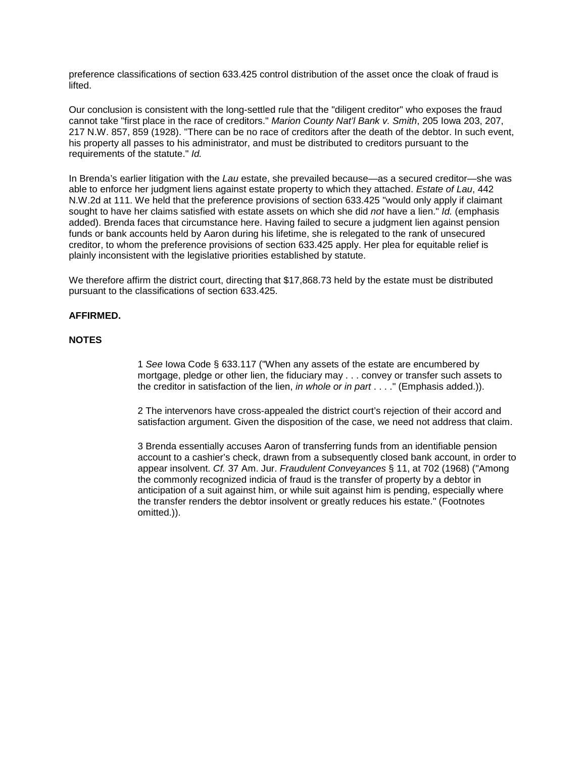preference classifications of section 633.425 control distribution of the asset once the cloak of fraud is lifted.

Our conclusion is consistent with the long-settled rule that the "diligent creditor" who exposes the fraud cannot take "first place in the race of creditors." *Marion County Nat'l Bank v. Smith*, 205 Iowa 203, 207, 217 N.W. 857, 859 (1928). "There can be no race of creditors after the death of the debtor. In such event, his property all passes to his administrator, and must be distributed to creditors pursuant to the requirements of the statute." *Id.*

In Brenda's earlier litigation with the *Lau* estate, she prevailed because—as a secured creditor—she was able to enforce her judgment liens against estate property to which they attached. *Estate of Lau*, 442 N.W.2d at 111. We held that the preference provisions of section 633.425 "would only apply if claimant sought to have her claims satisfied with estate assets on which she did *not* have a lien." *Id.* (emphasis added). Brenda faces that circumstance here. Having failed to secure a judgment lien against pension funds or bank accounts held by Aaron during his lifetime, she is relegated to the rank of unsecured creditor, to whom the preference provisions of section 633.425 apply. Her plea for equitable relief is plainly inconsistent with the legislative priorities established by statute.

We therefore affirm the district court, directing that $17,868.73 held by the estate must be distributed pursuant to the classifications of section 633.425.

**AFFIRMED.**

**NOTES**

1 *See* Iowa Code § 633.117 ("When any assets of the estate are encumbered by mortgage, pledge or other lien, the fiduciary may . . . convey or transfer such assets to the creditor in satisfaction of the lien, *in whole or in part* . . . ." (Emphasis added.)).

2 The intervenors have cross-appealed the district court's rejection of their accord and satisfaction argument. Given the disposition of the case, we need not address that claim.

3 Brenda essentially accuses Aaron of transferring funds from an identifiable pension account to a cashier's check, drawn from a subsequently closed bank account, in order to appear insolvent. *Cf.* 37 Am. Jur. *Fraudulent Conveyances* § 11, at 702 (1968) ("Among the commonly recognized indicia of fraud is the transfer of property by a debtor in anticipation of a suit against him, or while suit against him is pending, especially where the transfer renders the debtor insolvent or greatly reduces his estate." (Footnotes omitted.)).